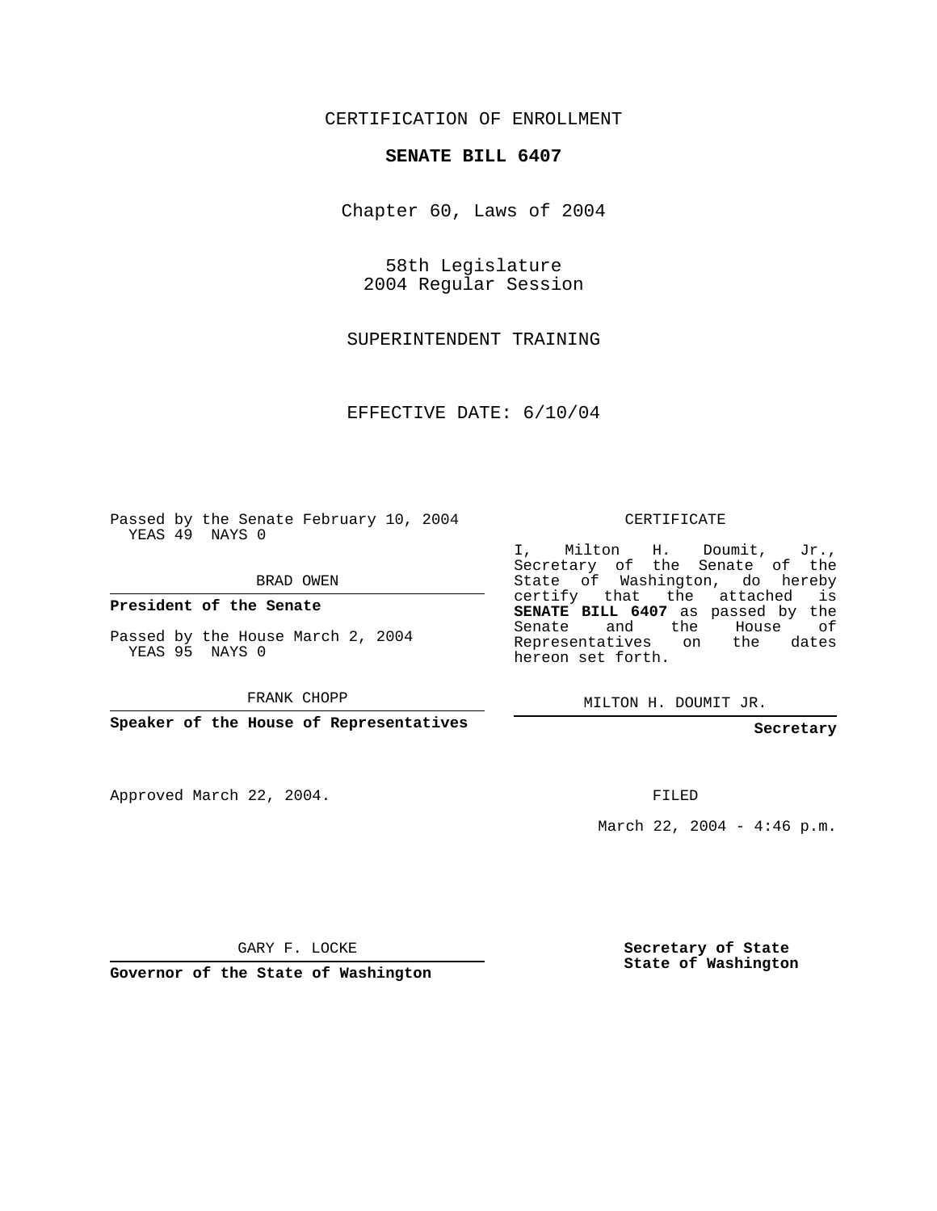CERTIFICATION OF ENROLLMENT

**SENATE BILL 6407**

Chapter 60, Laws of 2004

58th Legislature
2004 Regular Session

SUPERINTENDENT TRAINING

EFFECTIVE DATE: 6/10/04

Passed by the Senate February 10, 2004
YEAS 49 NAYS 0

BRAD OWEN

**President of the Senate**

Passed by the House March 2, 2004
YEAS 95 NAYS 0

FRANK CHOPP

**Speaker of the House of Representatives**

CERTIFICATE

I, Milton H. Doumit, Jr., Secretary of the Senate of the State of Washington, do hereby certify that the attached is **SENATE BILL 6407** as passed by the Senate and the House of Representatives on the dates hereon set forth.

MILTON H. DOUMIT JR.

**Secretary**

Approved March 22, 2004.

FILED

March 22, 2004 - 4:46 p.m.

GARY F. LOCKE

**Governor of the State of Washington**

**Secretary of State**
**State of Washington**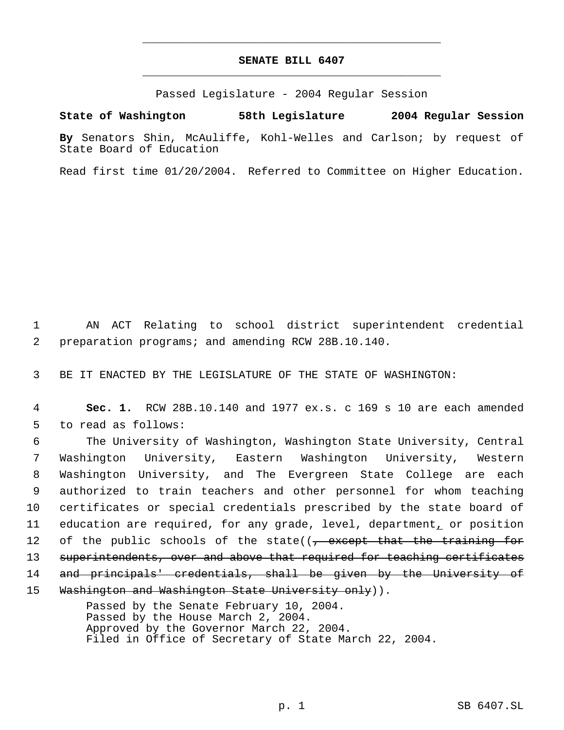# SENATE BILL 6407

Passed Legislature - 2004 Regular Session

**State of Washington 58th Legislature 2004 Regular Session**

**By** Senators Shin, McAuliffe, Kohl-Welles and Carlson; by request of State Board of Education

Read first time 01/20/2004. Referred to Committee on Higher Education.

AN ACT Relating to school district superintendent credential preparation programs; and amending RCW 28B.10.140.

BE IT ENACTED BY THE LEGISLATURE OF THE STATE OF WASHINGTON:

**Sec. 1.** RCW 28B.10.140 and 1977 ex.s. c 169 s 10 are each amended to read as follows:

The University of Washington, Washington State University, Central Washington University, Eastern Washington University, Western Washington University, and The Evergreen State College are each authorized to train teachers and other personnel for whom teaching certificates or special credentials prescribed by the state board of education are required, for any grade, level, department, or position of the public schools of the state((~~, except that the training for superintendents, over and above that required for teaching certificates and principals' credentials, shall be given by the University of Washington and Washington State University only~~)).

Passed by the Senate February 10, 2004.
Passed by the House March 2, 2004.
Approved by the Governor March 22, 2004.
Filed in Office of Secretary of State March 22, 2004.